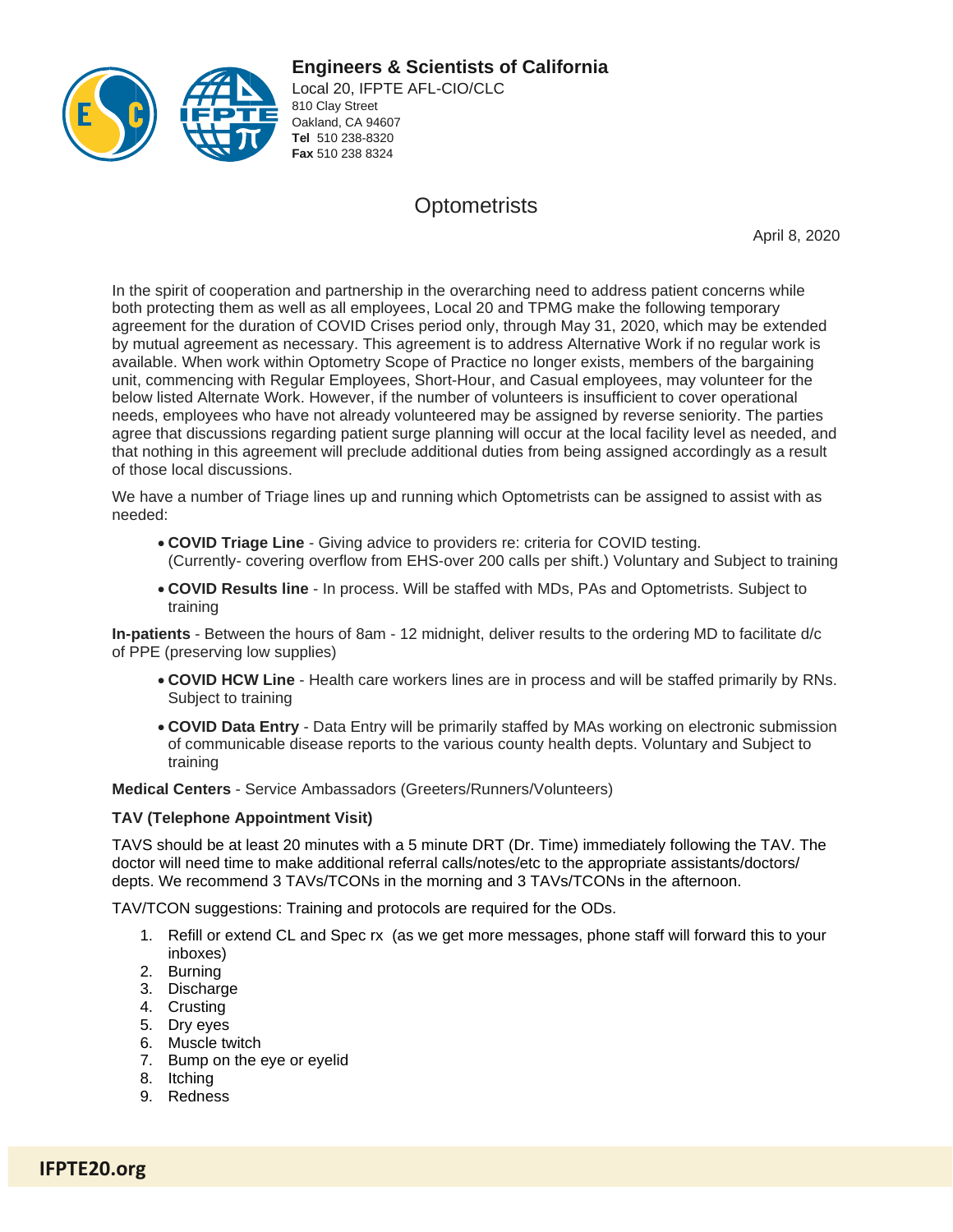**Engineers & Scientists of California**
Local 20, IFPTE AFL-CIO/CLC
810 Clay Street
Oakland, CA 94607
**Tel** 510 238-8320
**Fax** 510 238 8324

# Optometrists

April 8, 2020

In the spirit of cooperation and partnership in the overarching need to address patient concerns while both protecting them as well as all employees, Local 20 and TPMG make the following temporary agreement for the duration of COVID Crises period only, through May 31, 2020, which may be extended by mutual agreement as necessary. This agreement is to address Alternative Work if no regular work is available. When work within Optometry Scope of Practice no longer exists, members of the bargaining unit, commencing with Regular Employees, Short-Hour, and Casual employees, may volunteer for the below listed Alternate Work. However, if the number of volunteers is insufficient to cover operational needs, employees who have not already volunteered may be assigned by reverse seniority. The parties agree that discussions regarding patient surge planning will occur at the local facility level as needed, and that nothing in this agreement will preclude additional duties from being assigned accordingly as a result of those local discussions.

We have a number of Triage lines up and running which Optometrists can be assigned to assist with as needed:

- **COVID Triage Line** - Giving advice to providers re: criteria for COVID testing. (Currently- covering overflow from EHS-over 200 calls per shift.) Voluntary and Subject to training
- **COVID Results line** - In process. Will be staffed with MDs, PAs and Optometrists. Subject to training

**In-patients** - Between the hours of 8am - 12 midnight, deliver results to the ordering MD to facilitate d/c of PPE (preserving low supplies)

- **COVID HCW Line** - Health care workers lines are in process and will be staffed primarily by RNs. Subject to training
- **COVID Data Entry** - Data Entry will be primarily staffed by MAs working on electronic submission of communicable disease reports to the various county health depts. Voluntary and Subject to training

**Medical Centers** - Service Ambassadors (Greeters/Runners/Volunteers)

**TAV (Telephone Appointment Visit)**

TAVS should be at least 20 minutes with a 5 minute DRT (Dr. Time) immediately following the TAV. The doctor will need time to make additional referral calls/notes/etc to the appropriate assistants/doctors/ depts. We recommend 3 TAVs/TCONs in the morning and 3 TAVs/TCONs in the afternoon.

TAV/TCON suggestions: Training and protocols are required for the ODs.

1. Refill or extend CL and Spec rx (as we get more messages, phone staff will forward this to your inboxes)
2. Burning
3. Discharge
4. Crusting
5. Dry eyes
6. Muscle twitch
7. Bump on the eye or eyelid
8. Itching
9. Redness

IFPTE20.org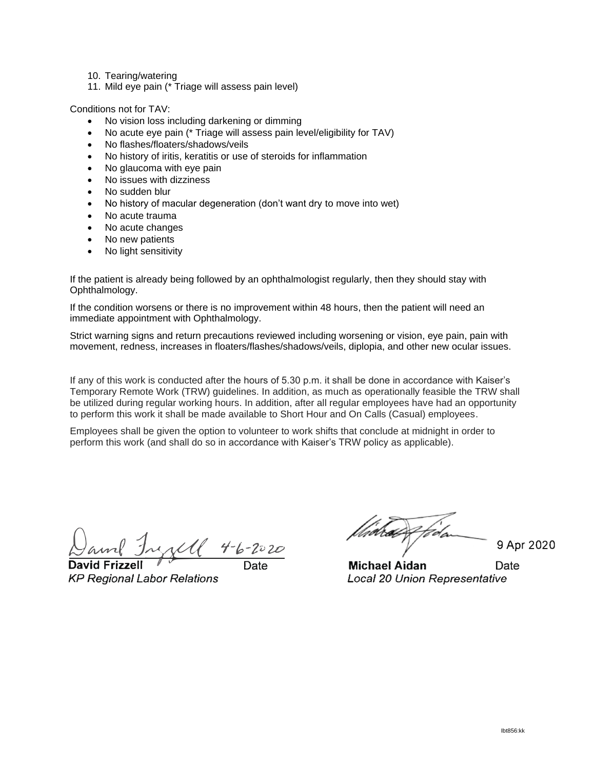10. Tearing/watering
11. Mild eye pain (* Triage will assess pain level)

Conditions not for TAV:

- No vision loss including darkening or dimming
- No acute eye pain (* Triage will assess pain level/eligibility for TAV)
- No flashes/floaters/shadows/veils
- No history of iritis, keratitis or use of steroids for inflammation
- No glaucoma with eye pain
- No issues with dizziness
- No sudden blur
- No history of macular degeneration (don't want dry to move into wet)
- No acute trauma
- No acute changes
- No new patients
- No light sensitivity

If the patient is already being followed by an ophthalmologist regularly, then they should stay with Ophthalmology.

If the condition worsens or there is no improvement within 48 hours, then the patient will need an immediate appointment with Ophthalmology.

Strict warning signs and return precautions reviewed including worsening or vision, eye pain, pain with movement, redness, increases in floaters/flashes/shadows/veils, diplopia, and other new ocular issues.

If any of this work is conducted after the hours of 5.30 p.m. it shall be done in accordance with Kaiser's Temporary Remote Work (TRW) guidelines. In addition, as much as operationally feasible the TRW shall be utilized during regular working hours. In addition, after all regular employees have had an opportunity to perform this work it shall be made available to Short Hour and On Calls (Casual) employees.

Employees shall be given the option to volunteer to work shifts that conclude at midnight in order to perform this work (and shall do so in accordance with Kaiser's TRW policy as applicable).

David Frizzell 4-6-2020

**David Frizzell** Date
*KP Regional Labor Relations*

Michael Aidan 9 Apr 2020

**Michael Aidan** Date
*Local 20 Union Representative*

lbt856:kk